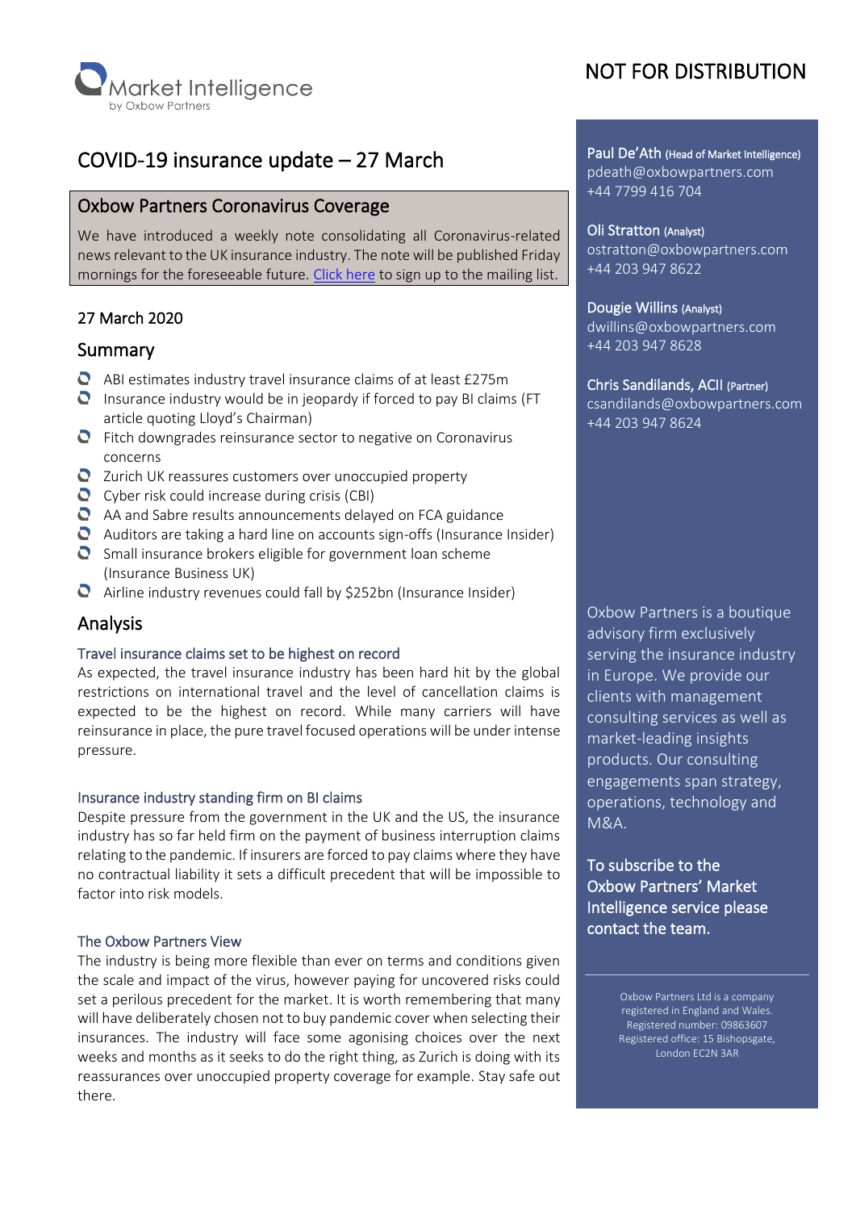Market Intelligence
by Oxbow Partners

NOT FOR DISTRIBUTION

# COVID-19 insurance update – 27 March

## Oxbow Partners Coronavirus Coverage

We have introduced a weekly note consolidating all Coronavirus-related news relevant to the UK insurance industry. The note will be published Friday mornings for the foreseeable future. [Click here] to sign up to the mailing list.

### 27 March 2020

## Summary

- ABI estimates industry travel insurance claims of at least £275m
- Insurance industry would be in jeopardy if forced to pay BI claims (FT article quoting Lloyd's Chairman)
- Fitch downgrades reinsurance sector to negative on Coronavirus concerns
- Zurich UK reassures customers over unoccupied property
- Cyber risk could increase during crisis (CBI)
- AA and Sabre results announcements delayed on FCA guidance
- Auditors are taking a hard line on accounts sign-offs (Insurance Insider)
- Small insurance brokers eligible for government loan scheme (Insurance Business UK)
- Airline industry revenues could fall by $252bn (Insurance Insider)

## Analysis

### Travel insurance claims set to be highest on record

As expected, the travel insurance industry has been hard hit by the global restrictions on international travel and the level of cancellation claims is expected to be the highest on record. While many carriers will have reinsurance in place, the pure travel focused operations will be under intense pressure.

### Insurance industry standing firm on BI claims

Despite pressure from the government in the UK and the US, the insurance industry has so far held firm on the payment of business interruption claims relating to the pandemic. If insurers are forced to pay claims where they have no contractual liability it sets a difficult precedent that will be impossible to factor into risk models.

### The Oxbow Partners View

The industry is being more flexible than ever on terms and conditions given the scale and impact of the virus, however paying for uncovered risks could set a perilous precedent for the market. It is worth remembering that many will have deliberately chosen not to buy pandemic cover when selecting their insurances. The industry will face some agonising choices over the next weeks and months as it seeks to do the right thing, as Zurich is doing with its reassurances over unoccupied property coverage for example. Stay safe out there.

---

**Paul De'Ath** (Head of Market Intelligence)
pdeath@oxbowpartners.com
+44 7799 416 704

**Oli Stratton** (Analyst)
ostratton@oxbowpartners.com
+44 203 947 8622

**Dougie Willins** (Analyst)
dwillins@oxbowpartners.com
+44 203 947 8628

**Chris Sandilands, ACII** (Partner)
csandilands@oxbowpartners.com
+44 203 947 8624

Oxbow Partners is a boutique advisory firm exclusively serving the insurance industry in Europe. We provide our clients with management consulting services as well as market-leading insights products. Our consulting engagements span strategy, operations, technology and M&A.

To subscribe to the Oxbow Partners' Market Intelligence service please contact the team.

Oxbow Partners Ltd is a company registered in England and Wales. Registered number: 09863607 Registered office: 15 Bishopsgate, London EC2N 3AR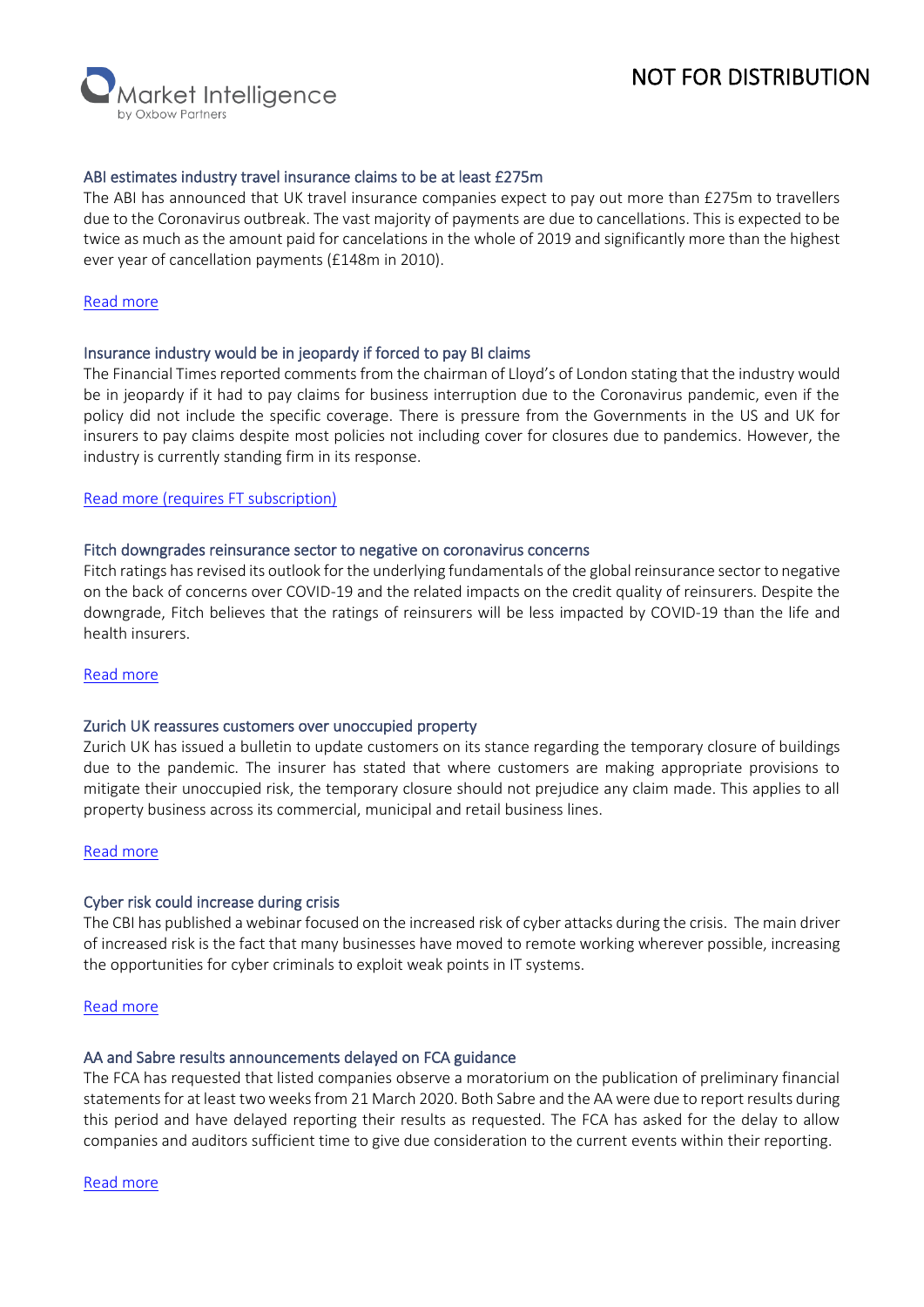### ABI estimates industry travel insurance claims to be at least £275m

The ABI has announced that UK travel insurance companies expect to pay out more than £275m to travellers due to the Coronavirus outbreak. The vast majority of payments are due to cancellations. This is expected to be twice as much as the amount paid for cancelations in the whole of 2019 and significantly more than the highest ever year of cancellation payments (£148m in 2010).

Read more

### Insurance industry would be in jeopardy if forced to pay BI claims

The Financial Times reported comments from the chairman of Lloyd's of London stating that the industry would be in jeopardy if it had to pay claims for business interruption due to the Coronavirus pandemic, even if the policy did not include the specific coverage. There is pressure from the Governments in the US and UK for insurers to pay claims despite most policies not including cover for closures due to pandemics. However, the industry is currently standing firm in its response.

Read more (requires FT subscription)

### Fitch downgrades reinsurance sector to negative on coronavirus concerns

Fitch ratings has revised its outlook for the underlying fundamentals of the global reinsurance sector to negative on the back of concerns over COVID-19 and the related impacts on the credit quality of reinsurers. Despite the downgrade, Fitch believes that the ratings of reinsurers will be less impacted by COVID-19 than the life and health insurers.

Read more

### Zurich UK reassures customers over unoccupied property

Zurich UK has issued a bulletin to update customers on its stance regarding the temporary closure of buildings due to the pandemic. The insurer has stated that where customers are making appropriate provisions to mitigate their unoccupied risk, the temporary closure should not prejudice any claim made. This applies to all property business across its commercial, municipal and retail business lines.

Read more

### Cyber risk could increase during crisis

The CBI has published a webinar focused on the increased risk of cyber attacks during the crisis. The main driver of increased risk is the fact that many businesses have moved to remote working wherever possible, increasing the opportunities for cyber criminals to exploit weak points in IT systems.

Read more

### AA and Sabre results announcements delayed on FCA guidance

The FCA has requested that listed companies observe a moratorium on the publication of preliminary financial statements for at least two weeks from 21 March 2020. Both Sabre and the AA were due to report results during this period and have delayed reporting their results as requested. The FCA has asked for the delay to allow companies and auditors sufficient time to give due consideration to the current events within their reporting.

Read more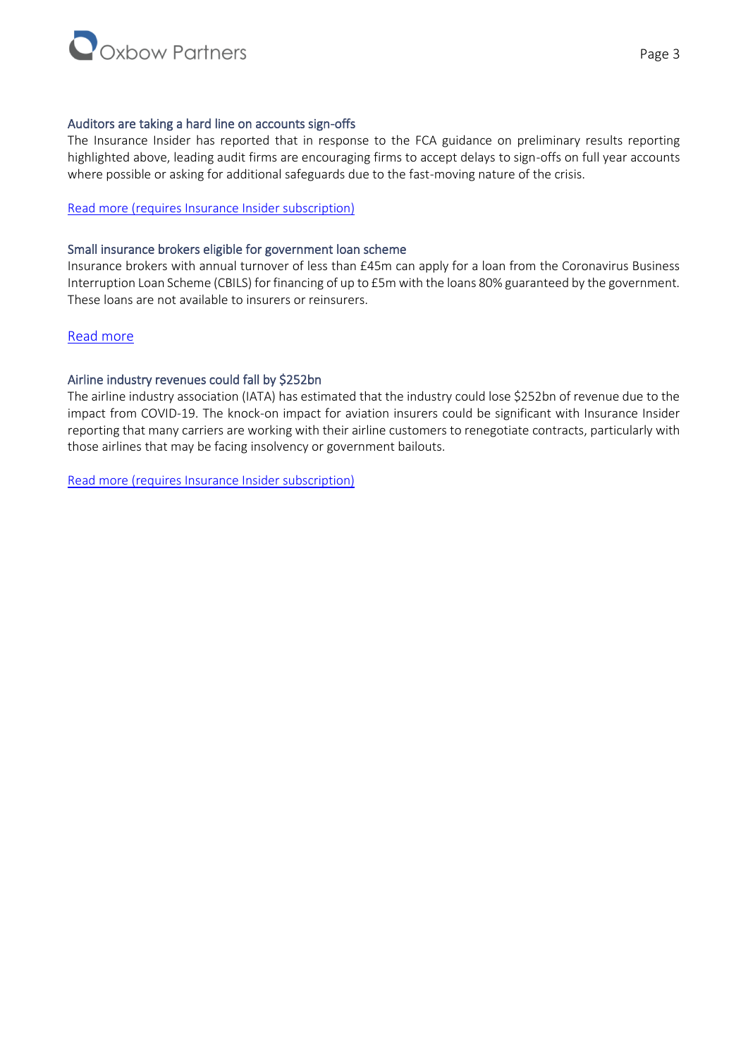### Auditors are taking a hard line on accounts sign-offs

The Insurance Insider has reported that in response to the FCA guidance on preliminary results reporting highlighted above, leading audit firms are encouraging firms to accept delays to sign-offs on full year accounts where possible or asking for additional safeguards due to the fast-moving nature of the crisis.

Read more (requires Insurance Insider subscription)

### Small insurance brokers eligible for government loan scheme

Insurance brokers with annual turnover of less than £45m can apply for a loan from the Coronavirus Business Interruption Loan Scheme (CBILS) for financing of up to £5m with the loans 80% guaranteed by the government. These loans are not available to insurers or reinsurers.

Read more

### Airline industry revenues could fall by $252bn

The airline industry association (IATA) has estimated that the industry could lose $252bn of revenue due to the impact from COVID-19. The knock-on impact for aviation insurers could be significant with Insurance Insider reporting that many carriers are working with their airline customers to renegotiate contracts, particularly with those airlines that may be facing insolvency or government bailouts.

Read more (requires Insurance Insider subscription)